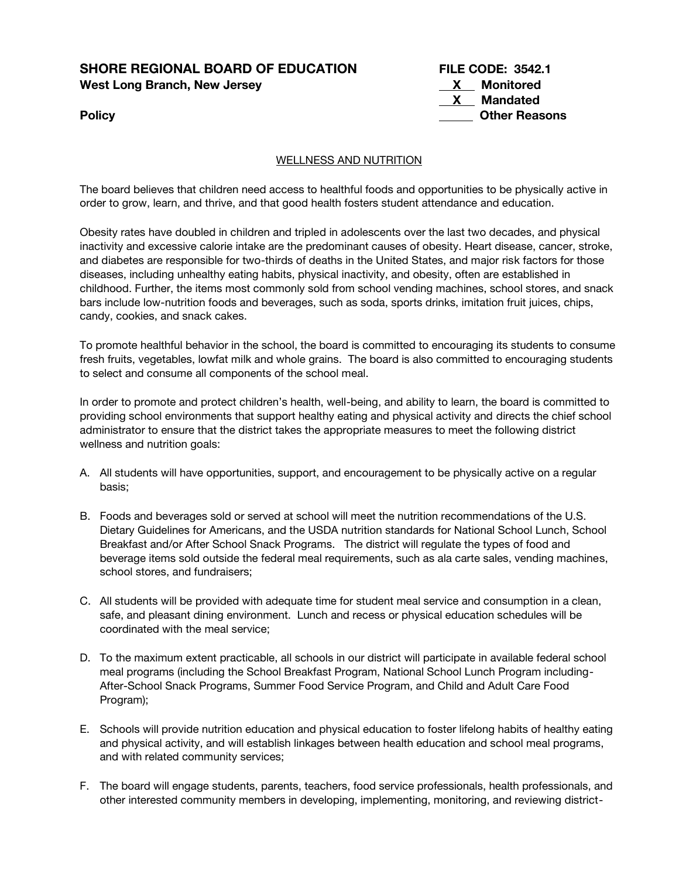**SHORE REGIONAL BOARD OF EDUCATION**
**West Long Branch, New Jersey**

**Policy**

**FILE CODE: 3542.1**
**\_\_X\_\_ Monitored**
**\_\_X\_\_ Mandated**
**\_\_\_\_\_ Other Reasons**

WELLNESS AND NUTRITION

The board believes that children need access to healthful foods and opportunities to be physically active in order to grow, learn, and thrive, and that good health fosters student attendance and education.

Obesity rates have doubled in children and tripled in adolescents over the last two decades, and physical inactivity and excessive calorie intake are the predominant causes of obesity. Heart disease, cancer, stroke, and diabetes are responsible for two-thirds of deaths in the United States, and major risk factors for those diseases, including unhealthy eating habits, physical inactivity, and obesity, often are established in childhood. Further, the items most commonly sold from school vending machines, school stores, and snack bars include low-nutrition foods and beverages, such as soda, sports drinks, imitation fruit juices, chips, candy, cookies, and snack cakes.

To promote healthful behavior in the school, the board is committed to encouraging its students to consume fresh fruits, vegetables, lowfat milk and whole grains. The board is also committed to encouraging students to select and consume all components of the school meal.

In order to promote and protect children's health, well-being, and ability to learn, the board is committed to providing school environments that support healthy eating and physical activity and directs the chief school administrator to ensure that the district takes the appropriate measures to meet the following district wellness and nutrition goals:

A. All students will have opportunities, support, and encouragement to be physically active on a regular basis;

B. Foods and beverages sold or served at school will meet the nutrition recommendations of the U.S. Dietary Guidelines for Americans, and the USDA nutrition standards for National School Lunch, School Breakfast and/or After School Snack Programs. The district will regulate the types of food and beverage items sold outside the federal meal requirements, such as ala carte sales, vending machines, school stores, and fundraisers;

C. All students will be provided with adequate time for student meal service and consumption in a clean, safe, and pleasant dining environment. Lunch and recess or physical education schedules will be coordinated with the meal service;

D. To the maximum extent practicable, all schools in our district will participate in available federal school meal programs (including the School Breakfast Program, National School Lunch Program including-After-School Snack Programs, Summer Food Service Program, and Child and Adult Care Food Program);

E. Schools will provide nutrition education and physical education to foster lifelong habits of healthy eating and physical activity, and will establish linkages between health education and school meal programs, and with related community services;

F. The board will engage students, parents, teachers, food service professionals, health professionals, and other interested community members in developing, implementing, monitoring, and reviewing district-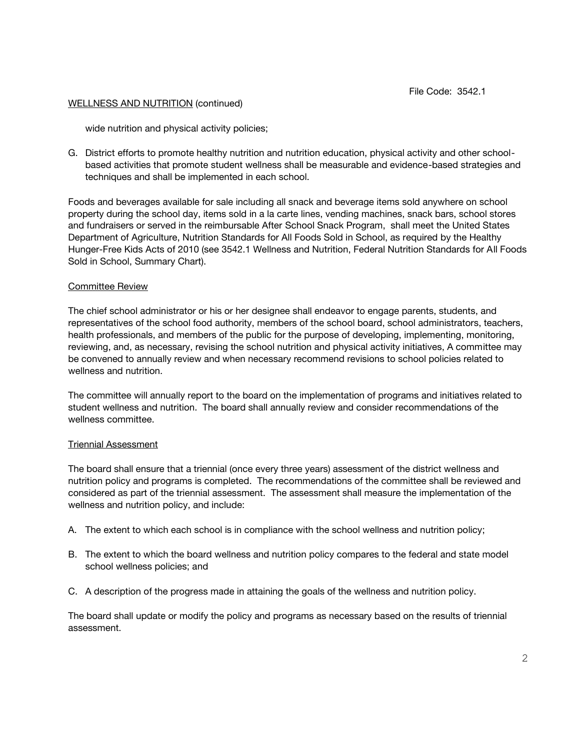wide nutrition and physical activity policies;

G. District efforts to promote healthy nutrition and nutrition education, physical activity and other school-based activities that promote student wellness shall be measurable and evidence-based strategies and techniques and shall be implemented in each school.

Foods and beverages available for sale including all snack and beverage items sold anywhere on school property during the school day, items sold in a la carte lines, vending machines, snack bars, school stores and fundraisers or served in the reimbursable After School Snack Program, shall meet the United States Department of Agriculture, Nutrition Standards for All Foods Sold in School, as required by the Healthy Hunger-Free Kids Acts of 2010 (see 3542.1 Wellness and Nutrition, Federal Nutrition Standards for All Foods Sold in School, Summary Chart).

## Committee Review

The chief school administrator or his or her designee shall endeavor to engage parents, students, and representatives of the school food authority, members of the school board, school administrators, teachers, health professionals, and members of the public for the purpose of developing, implementing, monitoring, reviewing, and, as necessary, revising the school nutrition and physical activity initiatives, A committee may be convened to annually review and when necessary recommend revisions to school policies related to wellness and nutrition.

The committee will annually report to the board on the implementation of programs and initiatives related to student wellness and nutrition. The board shall annually review and consider recommendations of the wellness committee.

## Triennial Assessment

The board shall ensure that a triennial (once every three years) assessment of the district wellness and nutrition policy and programs is completed. The recommendations of the committee shall be reviewed and considered as part of the triennial assessment. The assessment shall measure the implementation of the wellness and nutrition policy, and include:

A. The extent to which each school is in compliance with the school wellness and nutrition policy;

B. The extent to which the board wellness and nutrition policy compares to the federal and state model school wellness policies; and

C. A description of the progress made in attaining the goals of the wellness and nutrition policy.

The board shall update or modify the policy and programs as necessary based on the results of triennial assessment.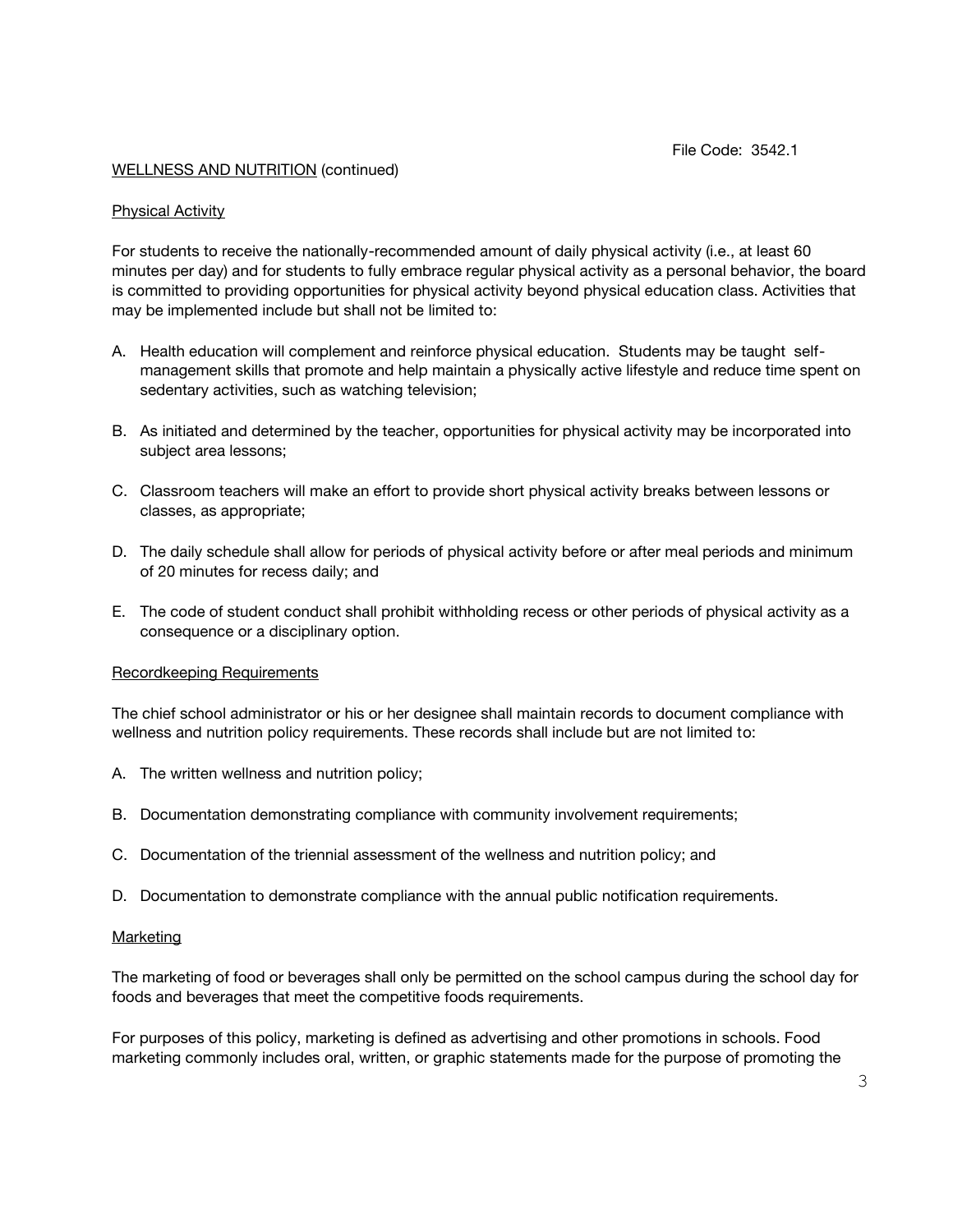File Code: 3542.1

WELLNESS AND NUTRITION (continued)

## Physical Activity

For students to receive the nationally-recommended amount of daily physical activity (i.e., at least 60 minutes per day) and for students to fully embrace regular physical activity as a personal behavior, the board is committed to providing opportunities for physical activity beyond physical education class. Activities that may be implemented include but shall not be limited to:

A. Health education will complement and reinforce physical education. Students may be taught self-management skills that promote and help maintain a physically active lifestyle and reduce time spent on sedentary activities, such as watching television;

B. As initiated and determined by the teacher, opportunities for physical activity may be incorporated into subject area lessons;

C. Classroom teachers will make an effort to provide short physical activity breaks between lessons or classes, as appropriate;

D. The daily schedule shall allow for periods of physical activity before or after meal periods and minimum of 20 minutes for recess daily; and

E. The code of student conduct shall prohibit withholding recess or other periods of physical activity as a consequence or a disciplinary option.

## Recordkeeping Requirements

The chief school administrator or his or her designee shall maintain records to document compliance with wellness and nutrition policy requirements. These records shall include but are not limited to:

A. The written wellness and nutrition policy;

B. Documentation demonstrating compliance with community involvement requirements;

C. Documentation of the triennial assessment of the wellness and nutrition policy; and

D. Documentation to demonstrate compliance with the annual public notification requirements.

## Marketing

The marketing of food or beverages shall only be permitted on the school campus during the school day for foods and beverages that meet the competitive foods requirements.

For purposes of this policy, marketing is defined as advertising and other promotions in schools. Food marketing commonly includes oral, written, or graphic statements made for the purpose of promoting the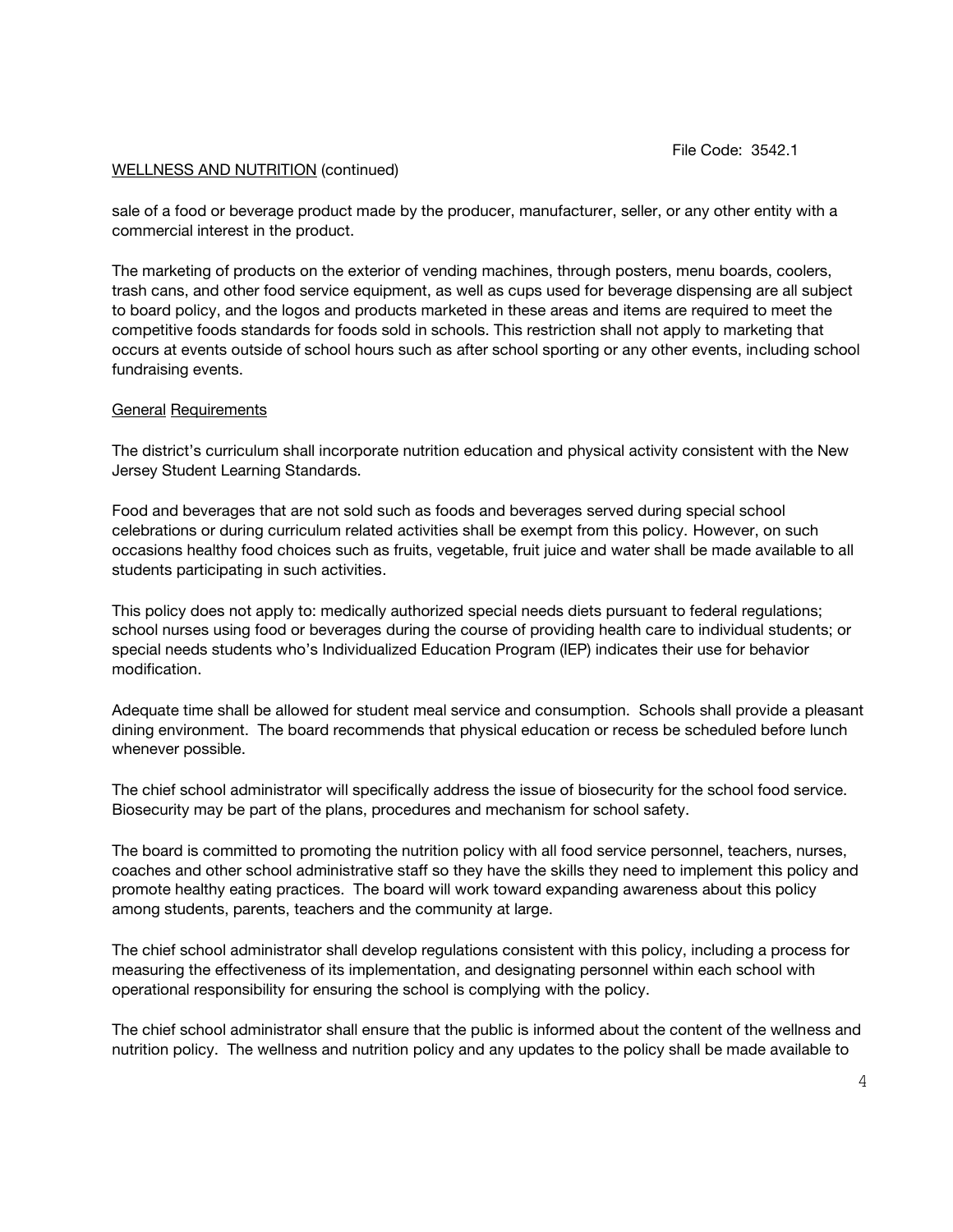sale of a food or beverage product made by the producer, manufacturer, seller, or any other entity with a commercial interest in the product.

The marketing of products on the exterior of vending machines, through posters, menu boards, coolers, trash cans, and other food service equipment, as well as cups used for beverage dispensing are all subject to board policy, and the logos and products marketed in these areas and items are required to meet the competitive foods standards for foods sold in schools. This restriction shall not apply to marketing that occurs at events outside of school hours such as after school sporting or any other events, including school fundraising events.

## General Requirements

The district's curriculum shall incorporate nutrition education and physical activity consistent with the New Jersey Student Learning Standards.

Food and beverages that are not sold such as foods and beverages served during special school celebrations or during curriculum related activities shall be exempt from this policy. However, on such occasions healthy food choices such as fruits, vegetable, fruit juice and water shall be made available to all students participating in such activities.

This policy does not apply to: medically authorized special needs diets pursuant to federal regulations; school nurses using food or beverages during the course of providing health care to individual students; or special needs students who's Individualized Education Program (IEP) indicates their use for behavior modification.

Adequate time shall be allowed for student meal service and consumption. Schools shall provide a pleasant dining environment. The board recommends that physical education or recess be scheduled before lunch whenever possible.

The chief school administrator will specifically address the issue of biosecurity for the school food service. Biosecurity may be part of the plans, procedures and mechanism for school safety.

The board is committed to promoting the nutrition policy with all food service personnel, teachers, nurses, coaches and other school administrative staff so they have the skills they need to implement this policy and promote healthy eating practices. The board will work toward expanding awareness about this policy among students, parents, teachers and the community at large.

The chief school administrator shall develop regulations consistent with this policy, including a process for measuring the effectiveness of its implementation, and designating personnel within each school with operational responsibility for ensuring the school is complying with the policy.

The chief school administrator shall ensure that the public is informed about the content of the wellness and nutrition policy. The wellness and nutrition policy and any updates to the policy shall be made available to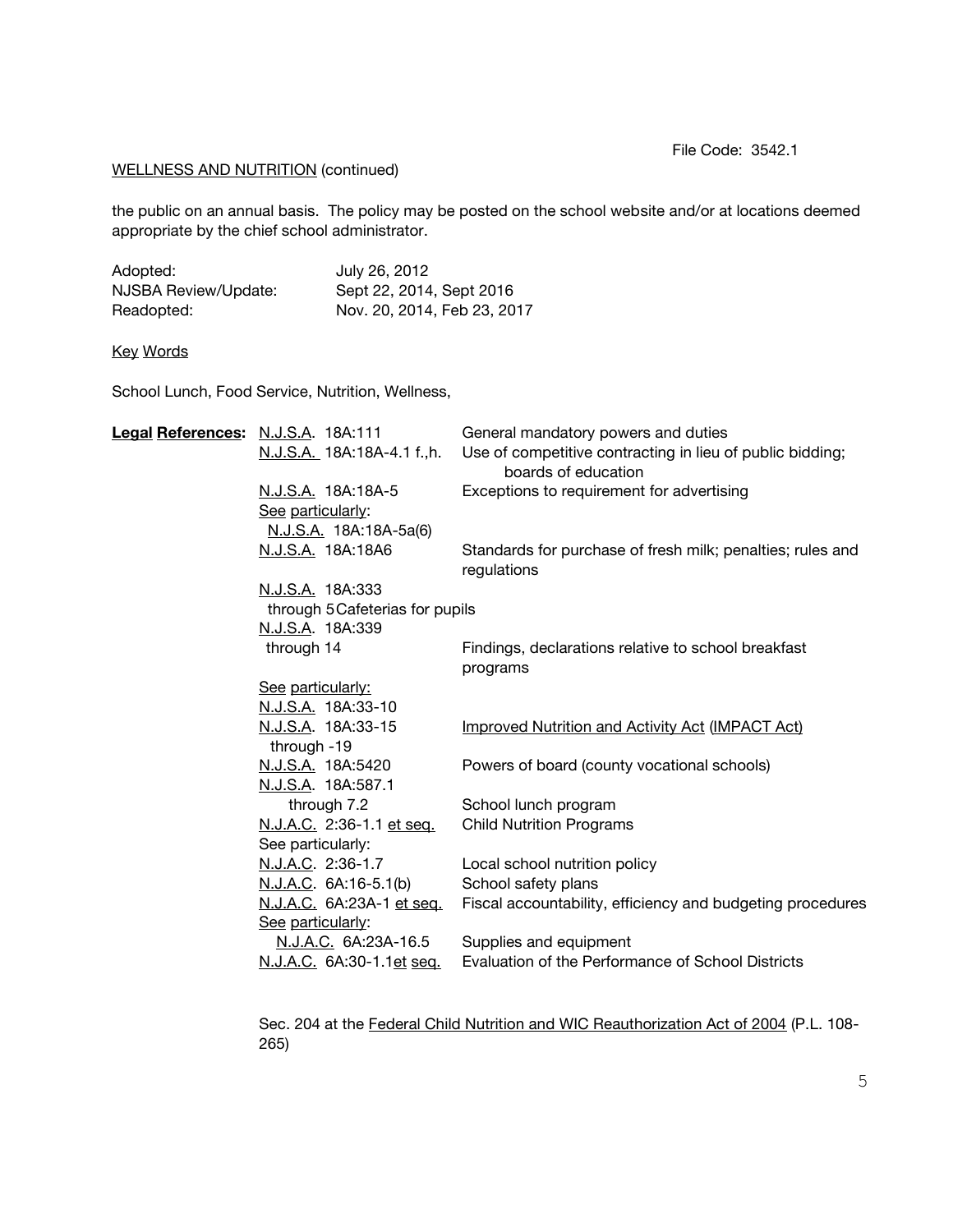File Code: 3542.1

WELLNESS AND NUTRITION (continued)

the public on an annual basis. The policy may be posted on the school website and/or at locations deemed appropriate by the chief school administrator.

| | |
|---|---|
| Adopted: | July 26, 2012 |
| NJSBA Review/Update: | Sept 22, 2014, Sept 2016 |
| Readopted: | Nov. 20, 2014, Feb 23, 2017 |

Key Words

School Lunch, Food Service, Nutrition, Wellness,

| Legal References: | | |
|---|---|---|
| | N.J.S.A. 18A:111 | General mandatory powers and duties |
| | N.J.S.A. 18A:18A-4.1 f.,h. | Use of competitive contracting in lieu of public bidding; boards of education |
| | N.J.S.A. 18A:18A-5 | Exceptions to requirement for advertising |
| | See particularly: N.J.S.A. 18A:18A-5a(6) | |
| | N.J.S.A. 18A:18A6 | Standards for purchase of fresh milk; penalties; rules and regulations |
| | N.J.S.A. 18A:333 through 5 | Cafeterias for pupils |
| | N.J.S.A. 18A:339 through 14 | Findings, declarations relative to school breakfast programs |
| | See particularly: N.J.S.A. 18A:33-10 | |
| | N.J.S.A. 18A:33-15 through -19 | Improved Nutrition and Activity Act (IMPACT Act) |
| | N.J.S.A. 18A:5420 | Powers of board (county vocational schools) |
| | N.J.S.A. 18A:587.1 through 7.2 | School lunch program |
| | N.J.A.C. 2:36-1.1 et seq. | Child Nutrition Programs |
| | See particularly: | |
| | N.J.A.C. 2:36-1.7 | Local school nutrition policy |
| | N.J.A.C. 6A:16-5.1(b) | School safety plans |
| | N.J.A.C. 6A:23A-1 et seq. | Fiscal accountability, efficiency and budgeting procedures |
| | See particularly: N.J.A.C. 6A:23A-16.5 | Supplies and equipment |
| | N.J.A.C. 6A:30-1.1 et seq. | Evaluation of the Performance of School Districts |

Sec. 204 at the Federal Child Nutrition and WIC Reauthorization Act of 2004 (P.L. 108-265)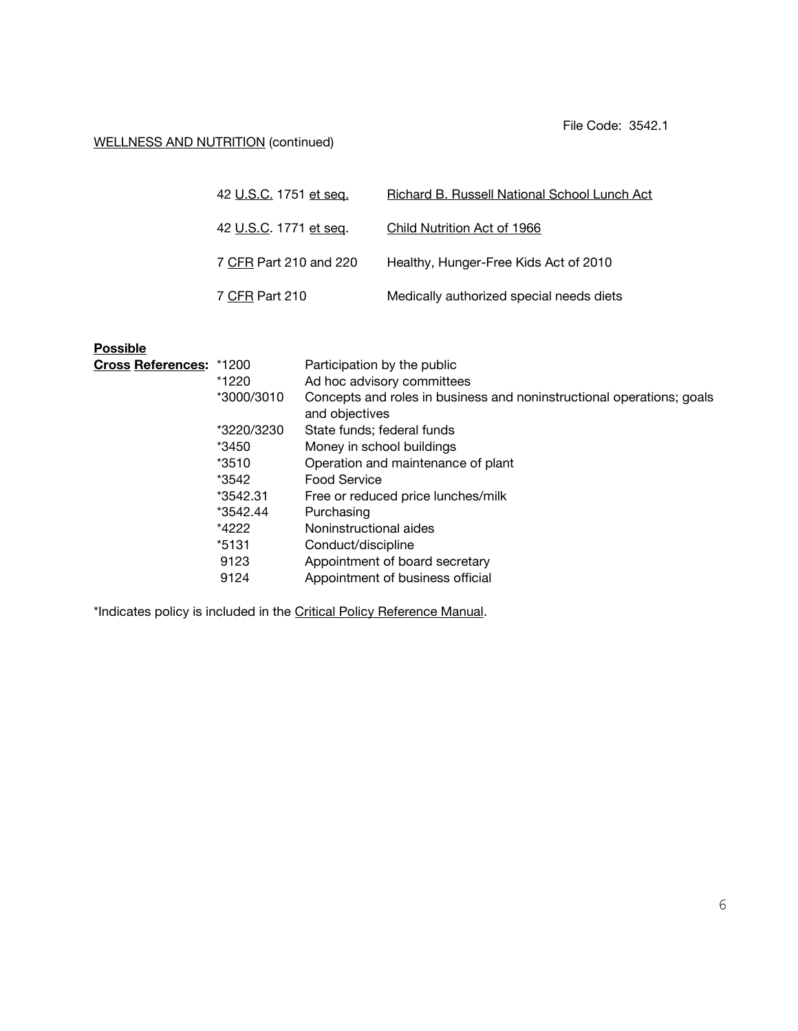File Code: 3542.1

WELLNESS AND NUTRITION (continued)

| | |
|---|---|
| 42 U.S.C. 1751 et seq. | Richard B. Russell National School Lunch Act |
| 42 U.S.C. 1771 et seq. | Child Nutrition Act of 1966 |
| 7 CFR Part 210 and 220 | Healthy, Hunger-Free Kids Act of 2010 |
| 7 CFR Part 210 | Medically authorized special needs diets |

**Possible Cross References:**

| | |
|---|---|
| *1200 | Participation by the public |
| *1220 | Ad hoc advisory committees |
| *3000/3010 | Concepts and roles in business and noninstructional operations; goals and objectives |
| *3220/3230 | State funds; federal funds |
| *3450 | Money in school buildings |
| *3510 | Operation and maintenance of plant |
| *3542 | Food Service |
| *3542.31 | Free or reduced price lunches/milk |
| *3542.44 | Purchasing |
| *4222 | Noninstructional aides |
| *5131 | Conduct/discipline |
| 9123 | Appointment of board secretary |
| 9124 | Appointment of business official |

*Indicates policy is included in the Critical Policy Reference Manual.